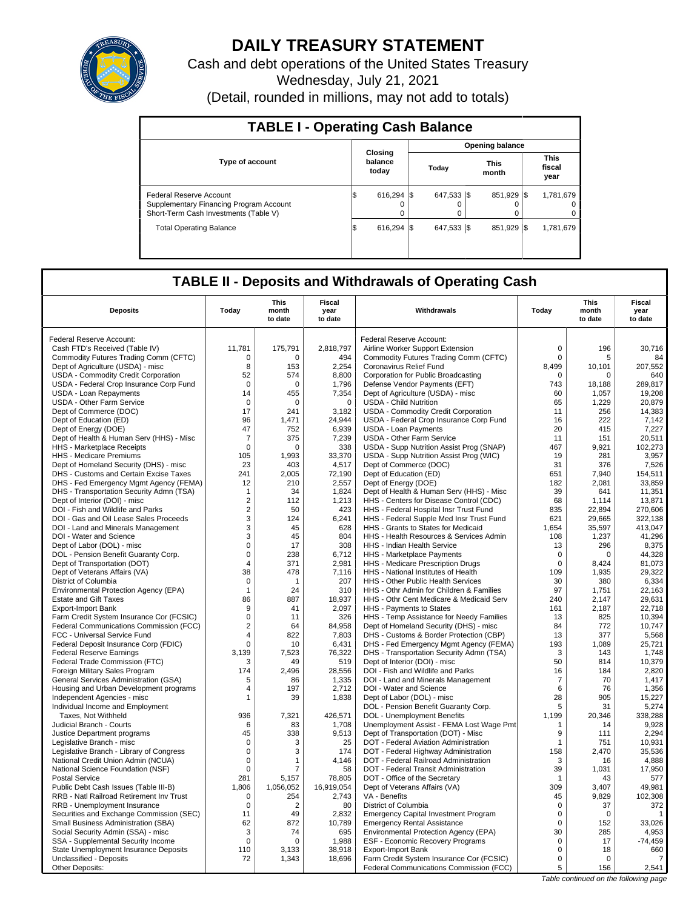# DAILY TREASURY STATEMENT

Cash and debt operations of the United States Treasury

Wednesday, July 21, 2021

(Detail, rounded in millions, may not add to totals)

## TABLE I - Operating Cash Balance

| Type of account | Closing balance today | Opening balance Today | Opening balance This month | Opening balance This fiscal year |
|---|---|---|---|---|
| Federal Reserve Account | $ 616,294 | $ 647,533 | $ 851,929 | $ 1,781,679 |
| Supplementary Financing Program Account | 0 | 0 | 0 | 0 |
| Short-Term Cash Investments (Table V) | 0 | 0 | 0 | 0 |
| Total Operating Balance | $ 616,294 | $ 647,533 | $ 851,929 | $ 1,781,679 |

## TABLE II - Deposits and Withdrawals of Operating Cash

| Deposits | Today | This month to date | Fiscal year to date | Withdrawals | Today | This month to date | Fiscal year to date |
|---|---|---|---|---|---|---|---|
| Federal Reserve Account: | | | | Federal Reserve Account: | | | |
| Cash FTD's Received (Table IV) | 11,781 | 175,791 | 2,818,797 | Airline Worker Support Extension | 0 | 196 | 30,716 |
| Commodity Futures Trading Comm (CFTC) | 0 | 0 | 494 | Commodity Futures Trading Comm (CFTC) | 0 | 5 | 84 |
| Dept of Agriculture (USDA) - misc | 8 | 153 | 2,254 | Coronavirus Relief Fund | 8,499 | 10,101 | 207,552 |
| USDA - Commodity Credit Corporation | 52 | 574 | 8,800 | Corporation for Public Broadcasting | 0 | 0 | 640 |
| USDA - Federal Crop Insurance Corp Fund | 0 | 0 | 1,796 | Defense Vendor Payments (EFT) | 743 | 18,188 | 289,817 |
| USDA - Loan Repayments | 14 | 455 | 7,354 | Dept of Agriculture (USDA) - misc | 60 | 1,057 | 19,208 |
| USDA - Other Farm Service | 0 | 0 | 0 | USDA - Child Nutrition | 65 | 1,229 | 20,879 |
| Dept of Commerce (DOC) | 17 | 241 | 3,182 | USDA - Commodity Credit Corporation | 11 | 256 | 14,383 |
| Dept of Education (ED) | 96 | 1,471 | 24,944 | USDA - Federal Crop Insurance Corp Fund | 16 | 222 | 7,142 |
| Dept of Energy (DOE) | 47 | 752 | 6,939 | USDA - Loan Payments | 20 | 415 | 7,227 |
| Dept of Health & Human Serv (HHS) - Misc | 7 | 375 | 7,239 | USDA - Other Farm Service | 11 | 151 | 20,511 |
| HHS - Marketplace Receipts | 0 | 0 | 338 | USDA - Supp Nutrition Assist Prog (SNAP) | 467 | 9,921 | 102,273 |
| HHS - Medicare Premiums | 105 | 1,993 | 33,370 | USDA - Supp Nutrition Assist Prog (WIC) | 19 | 281 | 3,957 |
| Dept of Homeland Security (DHS) - misc | 23 | 403 | 4,517 | Dept of Commerce (DOC) | 31 | 376 | 7,526 |
| DHS - Customs and Certain Excise Taxes | 241 | 2,005 | 72,190 | Dept of Education (ED) | 651 | 7,940 | 154,511 |
| DHS - Fed Emergency Mgmt Agency (FEMA) | 12 | 210 | 2,557 | Dept of Energy (DOE) | 182 | 2,081 | 33,859 |
| DHS - Transportation Security Admn (TSA) | 1 | 34 | 1,824 | Dept of Health & Human Serv (HHS) - Misc | 39 | 641 | 11,351 |
| Dept of Interior (DOI) - misc | 2 | 112 | 1,213 | HHS - Centers for Disease Control (CDC) | 68 | 1,114 | 13,871 |
| DOI - Fish and Wildlife and Parks | 2 | 50 | 423 | HHS - Federal Hospital Insr Trust Fund | 835 | 22,894 | 270,606 |
| DOI - Gas and Oil Lease Sales Proceeds | 3 | 124 | 6,241 | HHS - Federal Supple Med Insr Trust Fund | 621 | 29,665 | 322,138 |
| DOI - Land and Minerals Management | 3 | 45 | 628 | HHS - Grants to States for Medicaid | 1,654 | 35,597 | 413,047 |
| DOI - Water and Science | 3 | 45 | 804 | HHS - Health Resources & Services Admin | 108 | 1,237 | 41,296 |
| Dept of Labor (DOL) - misc | 0 | 17 | 308 | HHS - Indian Health Service | 13 | 296 | 8,375 |
| DOL - Pension Benefit Guaranty Corp. | 0 | 238 | 6,712 | HHS - Marketplace Payments | 0 | 0 | 44,328 |
| Dept of Transportation (DOT) | 4 | 371 | 2,981 | HHS - Medicare Prescription Drugs | 0 | 8,424 | 81,073 |
| Dept of Veterans Affairs (VA) | 38 | 478 | 7,116 | HHS - National Institutes of Health | 109 | 1,935 | 29,322 |
| District of Columbia | 0 | 1 | 207 | HHS - Other Public Health Services | 30 | 380 | 6,334 |
| Environmental Protection Agency (EPA) | 1 | 24 | 310 | HHS - Othr Admin for Children & Families | 97 | 1,751 | 22,163 |
| Estate and Gift Taxes | 86 | 887 | 18,937 | HHS - Othr Cent Medicare & Medicaid Serv | 240 | 2,147 | 29,631 |
| Export-Import Bank | 9 | 41 | 2,097 | HHS - Payments to States | 161 | 2,187 | 22,718 |
| Farm Credit System Insurance Cor (FCSIC) | 0 | 11 | 326 | HHS - Temp Assistance for Needy Families | 13 | 825 | 10,394 |
| Federal Communications Commission (FCC) | 2 | 64 | 84,958 | Dept of Homeland Security (DHS) - misc | 84 | 772 | 10,747 |
| FCC - Universal Service Fund | 4 | 822 | 7,803 | DHS - Customs & Border Protection (CBP) | 13 | 377 | 5,568 |
| Federal Deposit Insurance Corp (FDIC) | 0 | 10 | 6,431 | DHS - Fed Emergency Mgmt Agency (FEMA) | 193 | 1,089 | 25,721 |
| Federal Reserve Earnings | 3,139 | 7,523 | 76,322 | DHS - Transportation Security Admn (TSA) | 3 | 143 | 1,748 |
| Federal Trade Commission (FTC) | 3 | 49 | 519 | Dept of Interior (DOI) - misc | 50 | 814 | 10,379 |
| Foreign Military Sales Program | 174 | 2,496 | 28,556 | DOI - Fish and Wildlife and Parks | 16 | 184 | 2,820 |
| General Services Administration (GSA) | 5 | 86 | 1,335 | DOI - Land and Minerals Management | 7 | 70 | 1,417 |
| Housing and Urban Development programs | 4 | 197 | 2,712 | DOI - Water and Science | 6 | 76 | 1,356 |
| Independent Agencies - misc | 1 | 39 | 1,838 | Dept of Labor (DOL) - misc | 28 | 905 | 15,227 |
| Individual Income and Employment | | | | DOL - Pension Benefit Guaranty Corp. | 5 | 31 | 5,274 |
| Taxes, Not Withheld | 936 | 7,321 | 426,571 | DOL - Unemployment Benefits | 1,199 | 20,346 | 338,288 |
| Judicial Branch - Courts | 6 | 83 | 1,708 | Unemployment Assist - FEMA Lost Wage Pmt | 1 | 14 | 9,928 |
| Justice Department programs | 45 | 338 | 9,513 | Dept of Transportation (DOT) - Misc | 9 | 111 | 2,294 |
| Legislative Branch - misc | 0 | 3 | 25 | DOT - Federal Aviation Administration | 1 | 751 | 10,931 |
| Legislative Branch - Library of Congress | 0 | 3 | 174 | DOT - Federal Highway Administration | 158 | 2,470 | 35,536 |
| National Credit Union Admin (NCUA) | 0 | 1 | 4,146 | DOT - Federal Railroad Administration | 3 | 16 | 4,888 |
| National Science Foundation (NSF) | 0 | 7 | 58 | DOT - Federal Transit Administration | 39 | 1,031 | 17,950 |
| Postal Service | 281 | 5,157 | 78,805 | DOT - Office of the Secretary | 1 | 43 | 577 |
| Public Debt Cash Issues (Table III-B) | 1,806 | 1,056,052 | 16,919,054 | Dept of Veterans Affairs (VA) | 309 | 3,407 | 49,981 |
| RRB - Natl Railroad Retirement Inv Trust | 0 | 254 | 2,743 | VA - Benefits | 45 | 9,829 | 102,308 |
| RRB - Unemployment Insurance | 0 | 2 | 80 | District of Columbia | 0 | 37 | 372 |
| Securities and Exchange Commission (SEC) | 11 | 49 | 2,832 | Emergency Capital Investment Program | 0 | 0 | 1 |
| Small Business Administration (SBA) | 62 | 872 | 10,789 | Emergency Rental Assistance | 0 | 152 | 33,026 |
| Social Security Admin (SSA) - misc | 3 | 74 | 695 | Environmental Protection Agency (EPA) | 30 | 285 | 4,953 |
| SSA - Supplemental Security Income | 0 | 0 | 1,988 | ESF - Economic Recovery Programs | 0 | 17 | -74,459 |
| State Unemployment Insurance Deposits | 110 | 3,133 | 38,918 | Export-Import Bank | 0 | 18 | 660 |
| Unclassified - Deposits | 72 | 1,343 | 18,696 | Farm Credit System Insurance Cor (FCSIC) | 0 | 0 | 7 |
| Other Deposits: | | | | Federal Communications Commission (FCC) | 5 | 156 | 2,541 |

*Table continued on the following page*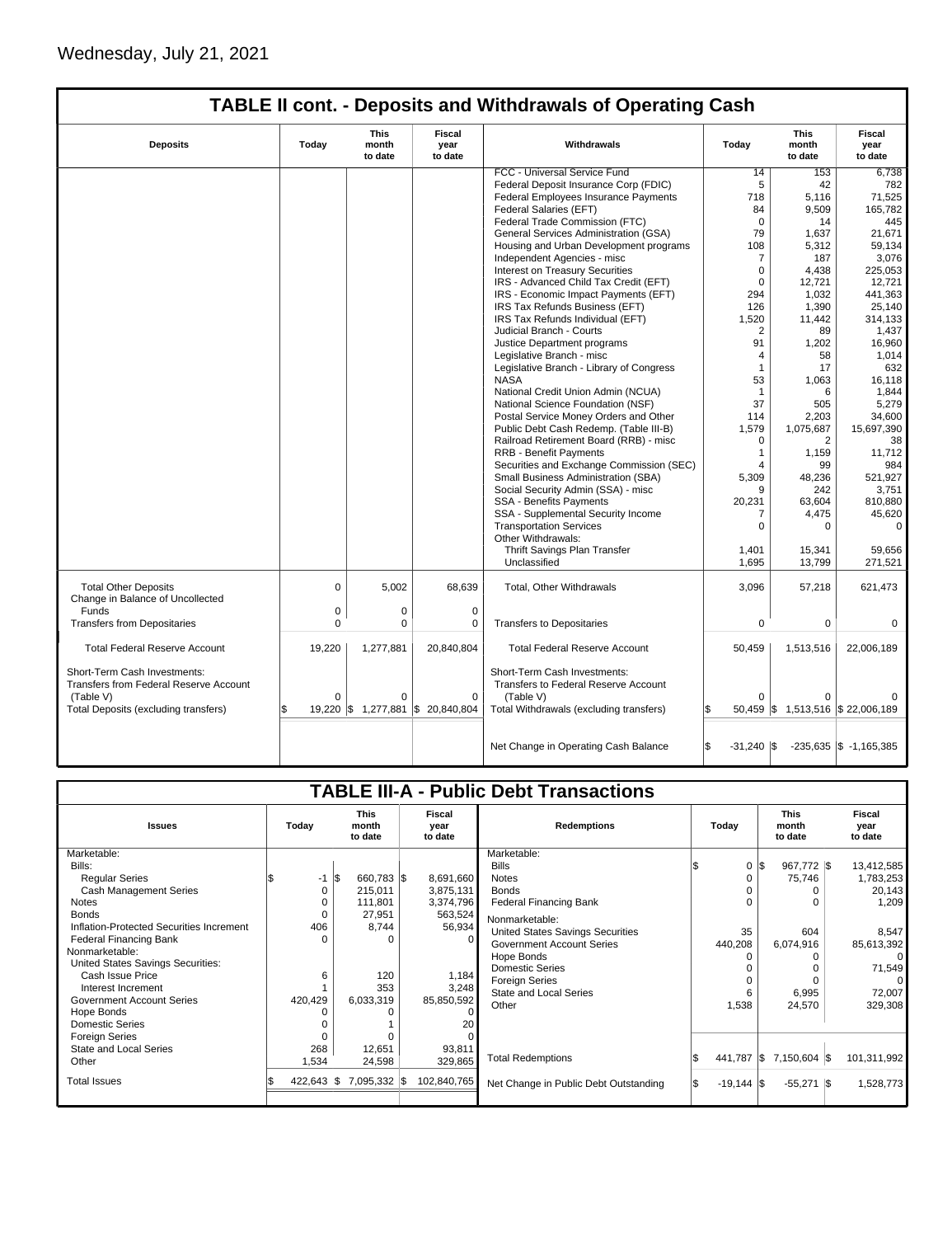Wednesday, July 21, 2021

## TABLE II cont. - Deposits and Withdrawals of Operating Cash

| Deposits | Today | This month to date | Fiscal year to date | Withdrawals | Today | This month to date | Fiscal year to date |
|---|---|---|---|---|---|---|---|
| | | | | FCC - Universal Service Fund | 14 | 153 | 6,738 |
| | | | | Federal Deposit Insurance Corp (FDIC) | 5 | 42 | 782 |
| | | | | Federal Employees Insurance Payments | 718 | 5,116 | 71,525 |
| | | | | Federal Salaries (EFT) | 84 | 9,509 | 165,782 |
| | | | | Federal Trade Commission (FTC) | 0 | 14 | 445 |
| | | | | General Services Administration (GSA) | 79 | 1,637 | 21,671 |
| | | | | Housing and Urban Development programs | 108 | 5,312 | 59,134 |
| | | | | Independent Agencies - misc | 7 | 187 | 3,076 |
| | | | | Interest on Treasury Securities | 0 | 4,438 | 225,053 |
| | | | | IRS - Advanced Child Tax Credit (EFT) | 0 | 12,721 | 12,721 |
| | | | | IRS - Economic Impact Payments (EFT) | 294 | 1,032 | 441,363 |
| | | | | IRS Tax Refunds Business (EFT) | 126 | 1,390 | 25,140 |
| | | | | IRS Tax Refunds Individual (EFT) | 1,520 | 11,442 | 314,133 |
| | | | | Judicial Branch - Courts | 2 | 89 | 1,437 |
| | | | | Justice Department programs | 91 | 1,202 | 16,960 |
| | | | | Legislative Branch - misc | 4 | 58 | 1,014 |
| | | | | Legislative Branch - Library of Congress | 1 | 17 | 632 |
| | | | | NASA | 53 | 1,063 | 16,118 |
| | | | | National Credit Union Admin (NCUA) | 1 | 6 | 1,844 |
| | | | | National Science Foundation (NSF) | 37 | 505 | 5,279 |
| | | | | Postal Service Money Orders and Other | 114 | 2,203 | 34,600 |
| | | | | Public Debt Cash Redemp. (Table III-B) | 1,579 | 1,075,687 | 15,697,390 |
| | | | | Railroad Retirement Board (RRB) - misc | 0 | 2 | 38 |
| | | | | RRB - Benefit Payments | 1 | 1,159 | 11,712 |
| | | | | Securities and Exchange Commission (SEC) | 4 | 99 | 984 |
| | | | | Small Business Administration (SBA) | 5,309 | 48,236 | 521,927 |
| | | | | Social Security Admin (SSA) - misc | 9 | 242 | 3,751 |
| | | | | SSA - Benefits Payments | 20,231 | 63,604 | 810,880 |
| | | | | SSA - Supplemental Security Income | 7 | 4,475 | 45,620 |
| | | | | Transportation Services | 0 | 0 | 0 |
| | | | | Other Withdrawals: | | | |
| | | | | Thrift Savings Plan Transfer | 1,401 | 15,341 | 59,656 |
| | | | | Unclassified | 1,695 | 13,799 | 271,521 |
| Total Other Deposits | 0 | 5,002 | 68,639 | Total, Other Withdrawals | 3,096 | 57,218 | 621,473 |
| Change in Balance of Uncollected Funds | 0 | 0 | 0 | | | | |
| Transfers from Depositaries | 0 | 0 | 0 | Transfers to Depositaries | 0 | 0 | 0 |
| Total Federal Reserve Account | 19,220 | 1,277,881 | 20,840,804 | Total Federal Reserve Account | 50,459 | 1,513,516 | 22,006,189 |
| Short-Term Cash Investments: Transfers from Federal Reserve Account (Table V) | 0 | 0 | 0 | Short-Term Cash Investments: Transfers to Federal Reserve Account (Table V) | 0 | 0 | 0 |
| Total Deposits (excluding transfers) | $ 19,220 | $ 1,277,881 | $ 20,840,804 | Total Withdrawals (excluding transfers) | $ 50,459 | $ 1,513,516 | $ 22,006,189 |
| | | | | Net Change in Operating Cash Balance | $ -31,240 | $ -235,635 | $ -1,165,385 |

## TABLE III-A - Public Debt Transactions

| Issues | Today | This month to date | Fiscal year to date | Redemptions | Today | This month to date | Fiscal year to date |
|---|---|---|---|---|---|---|---|
| Marketable: | | | | Marketable: | | | |
| Bills: | | | | Bills | $ 0 | $ 967,772 | $ 13,412,585 |
| Regular Series | $ -1 | $ 660,783 | $ 8,691,660 | Notes | 0 | 75,746 | 1,783,253 |
| Cash Management Series | 0 | 215,011 | 3,875,131 | Bonds | 0 | 0 | 20,143 |
| Notes | 0 | 111,801 | 3,374,796 | Federal Financing Bank | 0 | 0 | 1,209 |
| Bonds | 0 | 27,951 | 563,524 | Nonmarketable: | | | |
| Inflation-Protected Securities Increment | 406 | 8,744 | 56,934 | United States Savings Securities | 35 | 604 | 8,547 |
| Federal Financing Bank | 0 | 0 | 0 | Government Account Series | 440,208 | 6,074,916 | 85,613,392 |
| Nonmarketable: | | | | Hope Bonds | 0 | 0 | 0 |
| United States Savings Securities: | | | | Domestic Series | 0 | 0 | 71,549 |
| Cash Issue Price | 6 | 120 | 1,184 | Foreign Series | 0 | 0 | 0 |
| Interest Increment | 1 | 353 | 3,248 | State and Local Series | 6 | 6,995 | 72,007 |
| Government Account Series | 420,429 | 6,033,319 | 85,850,592 | Other | 1,538 | 24,570 | 329,308 |
| Hope Bonds | 0 | 0 | 0 | | | | |
| Domestic Series | 0 | 1 | 20 | | | | |
| Foreign Series | 0 | 0 | 0 | | | | |
| State and Local Series | 268 | 12,651 | 93,811 | | | | |
| Other | 1,534 | 24,598 | 329,865 | Total Redemptions | $ 441,787 | $ 7,150,604 | $ 101,311,992 |
| Total Issues | $ 422,643 | $ 7,095,332 | $ 102,840,765 | Net Change in Public Debt Outstanding | $ -19,144 | $ -55,271 | $ 1,528,773 |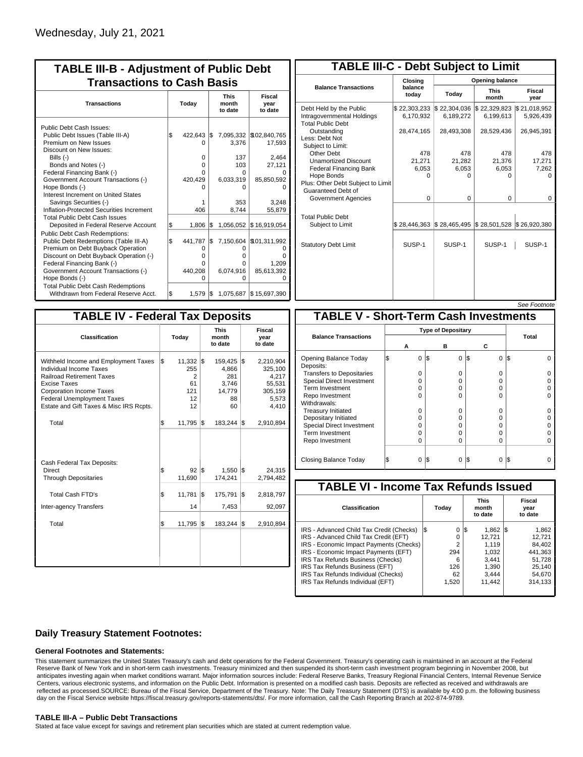Wednesday, July 21, 2021

## TABLE III-B - Adjustment of Public Debt Transactions to Cash Basis

| Transactions | Today | This month to date | Fiscal year to date |
|---|---|---|---|
| Public Debt Cash Issues: | | | |
| Public Debt Issues (Table III-A) | $ 422,643 | $ 7,095,332 | $102,840,765 |
| Premium on New Issues | 0 | 3,376 | 17,593 |
| Discount on New Issues: | | | |
| Bills (-) | 0 | 137 | 2,464 |
| Bonds and Notes (-) | 0 | 103 | 27,121 |
| Federal Financing Bank (-) | 0 | 0 | 0 |
| Government Account Transactions (-) | 420,429 | 6,033,319 | 85,850,592 |
| Hope Bonds (-) | 0 | 0 | 0 |
| Interest Increment on United States Savings Securities (-) | 1 | 353 | 3,248 |
| Inflation-Protected Securities Increment | 406 | 8,744 | 55,879 |
| Total Public Debt Cash Issues Deposited in Federal Reserve Account | $ 1,806 | $ 1,056,052 | $ 16,919,054 |
| Public Debt Cash Redemptions: | | | |
| Public Debt Redemptions (Table III-A) | $ 441,787 | $ 7,150,604 | $101,311,992 |
| Premium on Debt Buyback Operation | 0 | 0 | 0 |
| Discount on Debt Buyback Operation (-) | 0 | 0 | 0 |
| Federal Financing Bank (-) | 0 | 0 | 1,209 |
| Government Account Transactions (-) | 440,208 | 6,074,916 | 85,613,392 |
| Hope Bonds (-) | 0 | 0 | 0 |
| Total Public Debt Cash Redemptions Withdrawn from Federal Reserve Acct. | $ 1,579 | $ 1,075,687 | $ 15,697,390 |

## TABLE III-C - Debt Subject to Limit

| Balance Transactions | Closing balance today | Opening balance Today | Opening balance This month | Opening balance Fiscal year |
|---|---|---|---|---|
| Debt Held by the Public | $ 22,303,233 | $ 22,304,036 | $ 22,329,823 | $ 21,018,952 |
| Intragovernmental Holdings | 6,170,932 | 6,189,272 | 6,199,613 | 5,926,439 |
| Total Public Debt Outstanding | 28,474,165 | 28,493,308 | 28,529,436 | 26,945,391 |
| Less: Debt Not Subject to Limit: | | | | |
| Other Debt | 478 | 478 | 478 | 478 |
| Unamortized Discount | 21,271 | 21,282 | 21,376 | 17,271 |
| Federal Financing Bank | 6,053 | 6,053 | 6,053 | 7,262 |
| Hope Bonds | 0 | 0 | 0 | 0 |
| Plus: Other Debt Subject to Limit | | | | |
| Guaranteed Debt of Government Agencies | 0 | 0 | 0 | 0 |
| Total Public Debt Subject to Limit | $ 28,446,363 | $ 28,465,495 | $ 28,501,528 | $ 26,920,380 |
| Statutory Debt Limit | SUSP-1 | SUSP-1 | SUSP-1 | SUSP-1 |

*See Footnote*

## TABLE IV - Federal Tax Deposits

| Classification | Today | This month to date | Fiscal year to date |
|---|---|---|---|
| Withheld Income and Employment Taxes | $ 11,332 | $ 159,425 | $ 2,210,904 |
| Individual Income Taxes | 255 | 4,866 | 325,100 |
| Railroad Retirement Taxes | 2 | 281 | 4,217 |
| Excise Taxes | 61 | 3,746 | 55,531 |
| Corporation Income Taxes | 121 | 14,779 | 305,159 |
| Federal Unemployment Taxes | 12 | 88 | 5,573 |
| Estate and Gift Taxes & Misc IRS Rcpts. | 12 | 60 | 4,410 |
| Total | $ 11,795 | $ 183,244 | $ 2,910,894 |
| Cash Federal Tax Deposits: | | | |
| Direct | $ 92 | $ 1,550 | $ 24,315 |
| Through Depositaries | 11,690 | 174,241 | 2,794,482 |
| Total Cash FTD's | $ 11,781 | $ 175,791 | $ 2,818,797 |
| Inter-agency Transfers | 14 | 7,453 | 92,097 |
| Total | $ 11,795 | $ 183,244 | $ 2,910,894 |

## TABLE V - Short-Term Cash Investments

| Balance Transactions | Type of Depositary A | B | C | Total |
|---|---|---|---|---|
| Opening Balance Today | $ 0 | $ 0 | $ 0 | $ 0 |
| Deposits: | | | | |
| Transfers to Depositaries | 0 | 0 | 0 | 0 |
| Special Direct Investment | 0 | 0 | 0 | 0 |
| Term Investment | 0 | 0 | 0 | 0 |
| Repo Investment | 0 | 0 | 0 | 0 |
| Withdrawals: | | | | |
| Treasury Initiated | 0 | 0 | 0 | 0 |
| Depositary Initiated | 0 | 0 | 0 | 0 |
| Special Direct Investment | 0 | 0 | 0 | 0 |
| Term Investment | 0 | 0 | 0 | 0 |
| Repo Investment | 0 | 0 | 0 | 0 |
| Closing Balance Today | $ 0 | $ 0 | $ 0 | $ 0 |

## TABLE VI - Income Tax Refunds Issued

| Classification | Today | This month to date | Fiscal year to date |
|---|---|---|---|
| IRS - Advanced Child Tax Credit (Checks) | $ 0 | $ 1,862 | $ 1,862 |
| IRS - Advanced Child Tax Credit (EFT) | 0 | 12,721 | 12,721 |
| IRS - Economic Impact Payments (Checks) | 2 | 1,119 | 84,402 |
| IRS - Economic Impact Payments (EFT) | 294 | 1,032 | 441,363 |
| IRS Tax Refunds Business (Checks) | 6 | 3,441 | 51,728 |
| IRS Tax Refunds Business (EFT) | 126 | 1,390 | 25,140 |
| IRS Tax Refunds Individual (Checks) | 62 | 3,444 | 54,670 |
| IRS Tax Refunds Individual (EFT) | 1,520 | 11,442 | 314,133 |

## Daily Treasury Statement Footnotes:

### General Footnotes and Statements:

This statement summarizes the United States Treasury's cash and debt operations for the Federal Government. Treasury's operating cash is maintained in an account at the Federal Reserve Bank of New York and in short-term cash investments. Treasury minimized and then suspended its short-term cash investment program beginning in November 2008, but anticipates investing again when market conditions warrant. Major information sources include: Federal Reserve Banks, Treasury Regional Financial Centers, Internal Revenue Service Centers, various electronic systems, and information on the Public Debt. Information is presented on a modified cash basis. Deposits are reflected as received and withdrawals are reflected as processed.SOURCE: Bureau of the Fiscal Service, Department of the Treasury. Note: The Daily Treasury Statement (DTS) is available by 4:00 p.m. the following business day on the Fiscal Service website https://fiscal.treasury.gov/reports-statements/dts/. For more information, call the Cash Reporting Branch at 202-874-9789.

### TABLE III-A – Public Debt Transactions

Stated at face value except for savings and retirement plan securities which are stated at current redemption value.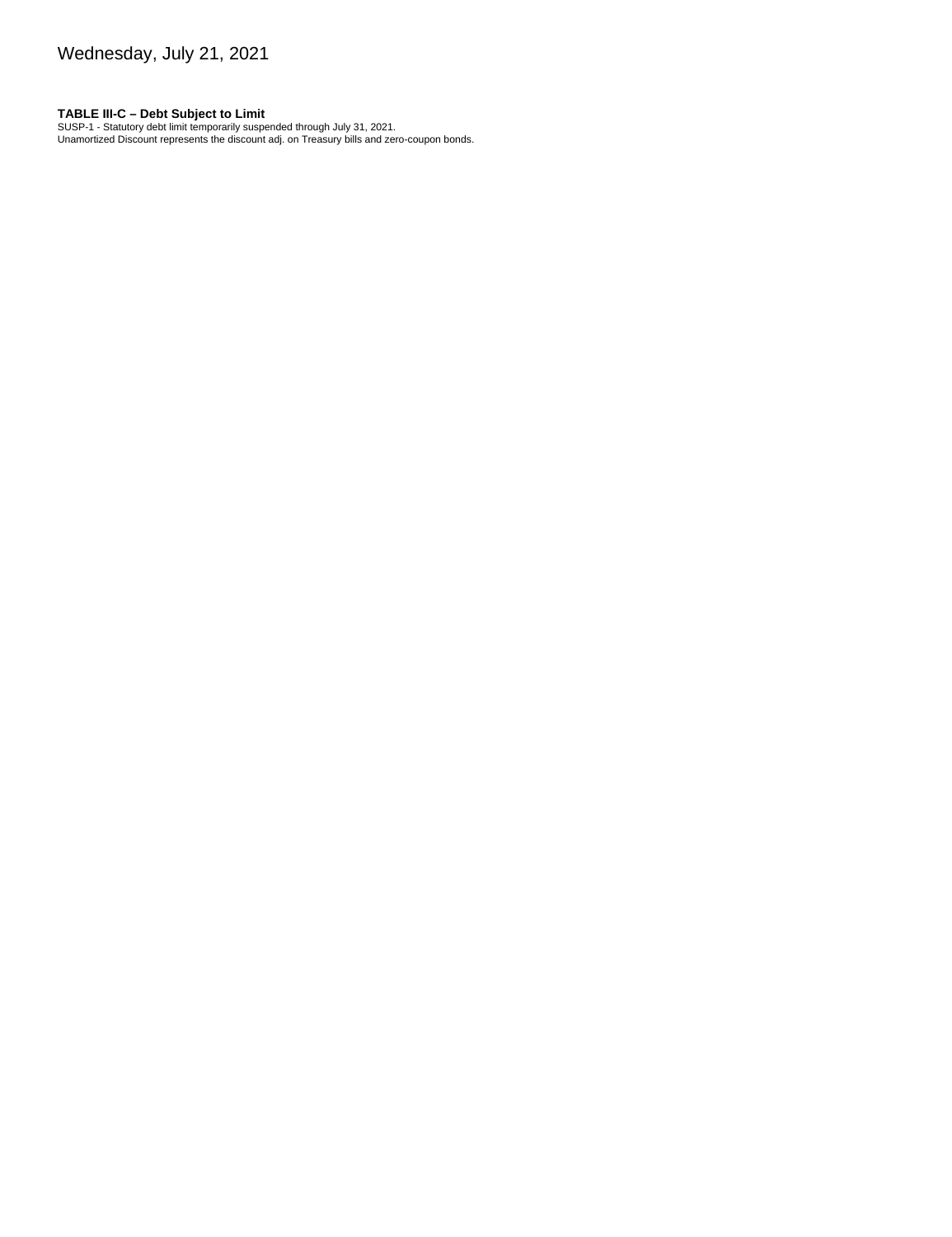Wednesday, July 21, 2021

**TABLE III-C – Debt Subject to Limit**

SUSP-1 - Statutory debt limit temporarily suspended through July 31, 2021.

Unamortized Discount represents the discount adj. on Treasury bills and zero-coupon bonds.